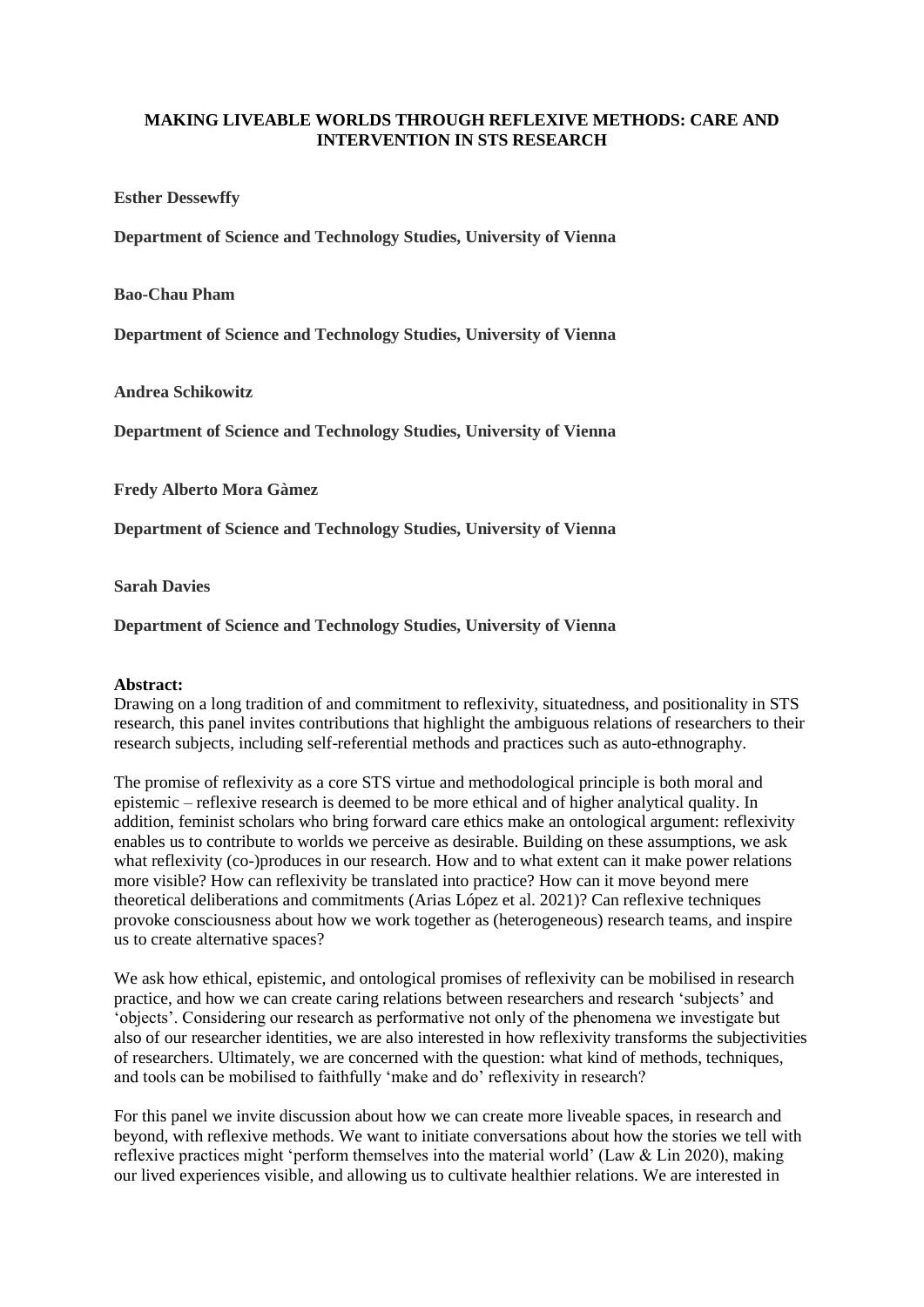# MAKING LIVEABLE WORLDS THROUGH REFLEXIVE METHODS: CARE AND INTERVENTION IN STS RESEARCH

**Esther Dessewffy**

**Department of Science and Technology Studies, University of Vienna**

**Bao-Chau Pham**

**Department of Science and Technology Studies, University of Vienna**

**Andrea Schikowitz**

**Department of Science and Technology Studies, University of Vienna**

**Fredy Alberto Mora Gàmez**

**Department of Science and Technology Studies, University of Vienna**

**Sarah Davies**

**Department of Science and Technology Studies, University of Vienna**

**Abstract:**
Drawing on a long tradition of and commitment to reflexivity, situatedness, and positionality in STS research, this panel invites contributions that highlight the ambiguous relations of researchers to their research subjects, including self-referential methods and practices such as auto-ethnography.

The promise of reflexivity as a core STS virtue and methodological principle is both moral and epistemic – reflexive research is deemed to be more ethical and of higher analytical quality. In addition, feminist scholars who bring forward care ethics make an ontological argument: reflexivity enables us to contribute to worlds we perceive as desirable. Building on these assumptions, we ask what reflexivity (co-)produces in our research. How and to what extent can it make power relations more visible? How can reflexivity be translated into practice? How can it move beyond mere theoretical deliberations and commitments (Arias López et al. 2021)? Can reflexive techniques provoke consciousness about how we work together as (heterogeneous) research teams, and inspire us to create alternative spaces?

We ask how ethical, epistemic, and ontological promises of reflexivity can be mobilised in research practice, and how we can create caring relations between researchers and research 'subjects' and 'objects'. Considering our research as performative not only of the phenomena we investigate but also of our researcher identities, we are also interested in how reflexivity transforms the subjectivities of researchers. Ultimately, we are concerned with the question: what kind of methods, techniques, and tools can be mobilised to faithfully 'make and do' reflexivity in research?

For this panel we invite discussion about how we can create more liveable spaces, in research and beyond, with reflexive methods. We want to initiate conversations about how the stories we tell with reflexive practices might 'perform themselves into the material world' (Law & Lin 2020), making our lived experiences visible, and allowing us to cultivate healthier relations. We are interested in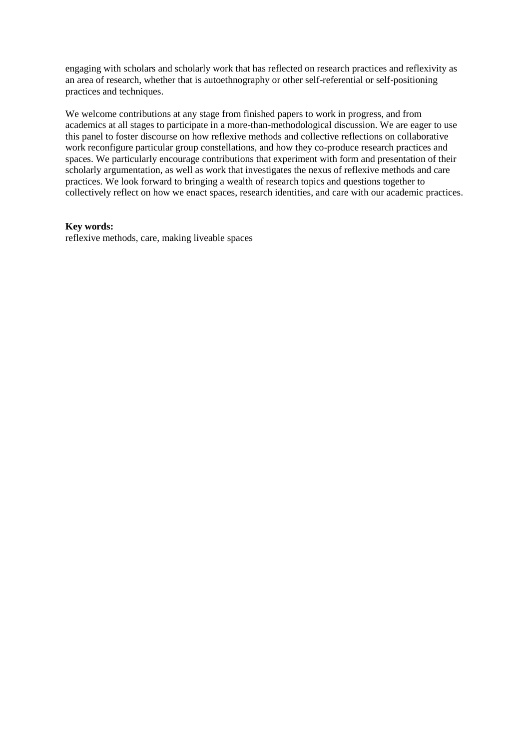engaging with scholars and scholarly work that has reflected on research practices and reflexivity as an area of research, whether that is autoethnography or other self-referential or self-positioning practices and techniques.

We welcome contributions at any stage from finished papers to work in progress, and from academics at all stages to participate in a more-than-methodological discussion. We are eager to use this panel to foster discourse on how reflexive methods and collective reflections on collaborative work reconfigure particular group constellations, and how they co-produce research practices and spaces. We particularly encourage contributions that experiment with form and presentation of their scholarly argumentation, as well as work that investigates the nexus of reflexive methods and care practices. We look forward to bringing a wealth of research topics and questions together to collectively reflect on how we enact spaces, research identities, and care with our academic practices.

**Key words:**
reflexive methods, care, making liveable spaces